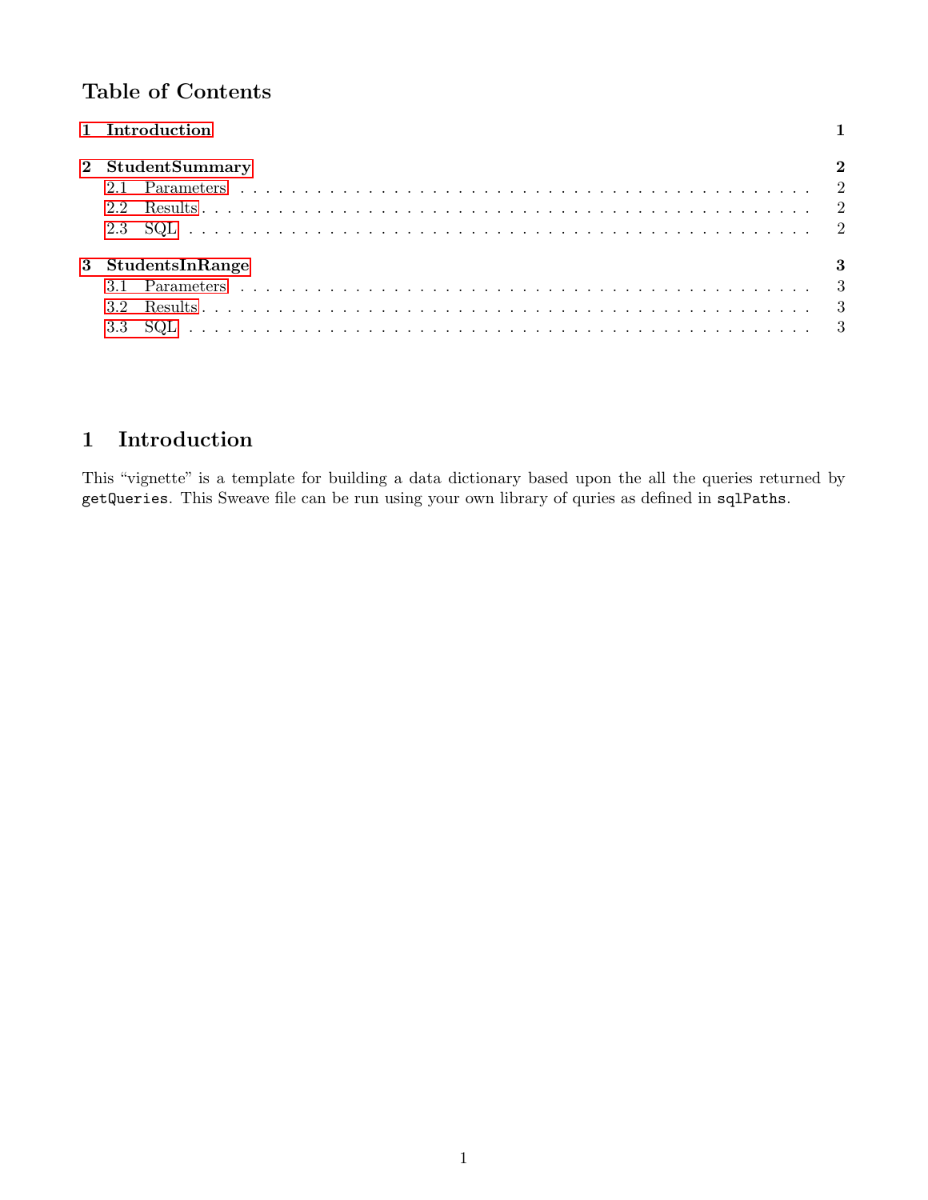## Table of Contents

**1 Introduction** **1**

**2 StudentSummary** **2**

- 2.1 Parameters . . . . . . . . . . 2
- 2.2 Results . . . . . . . . . . 2
- 2.3 SQL . . . . . . . . . . 2

**3 StudentsInRange** **3**

- 3.1 Parameters . . . . . . . . . . 3
- 3.2 Results . . . . . . . . . . 3
- 3.3 SQL . . . . . . . . . . 3

# 1 Introduction

This "vignette" is a template for building a data dictionary based upon the all the queries returned by `getQueries`. This Sweave file can be run using your own library of quries as defined in `sqlPaths`.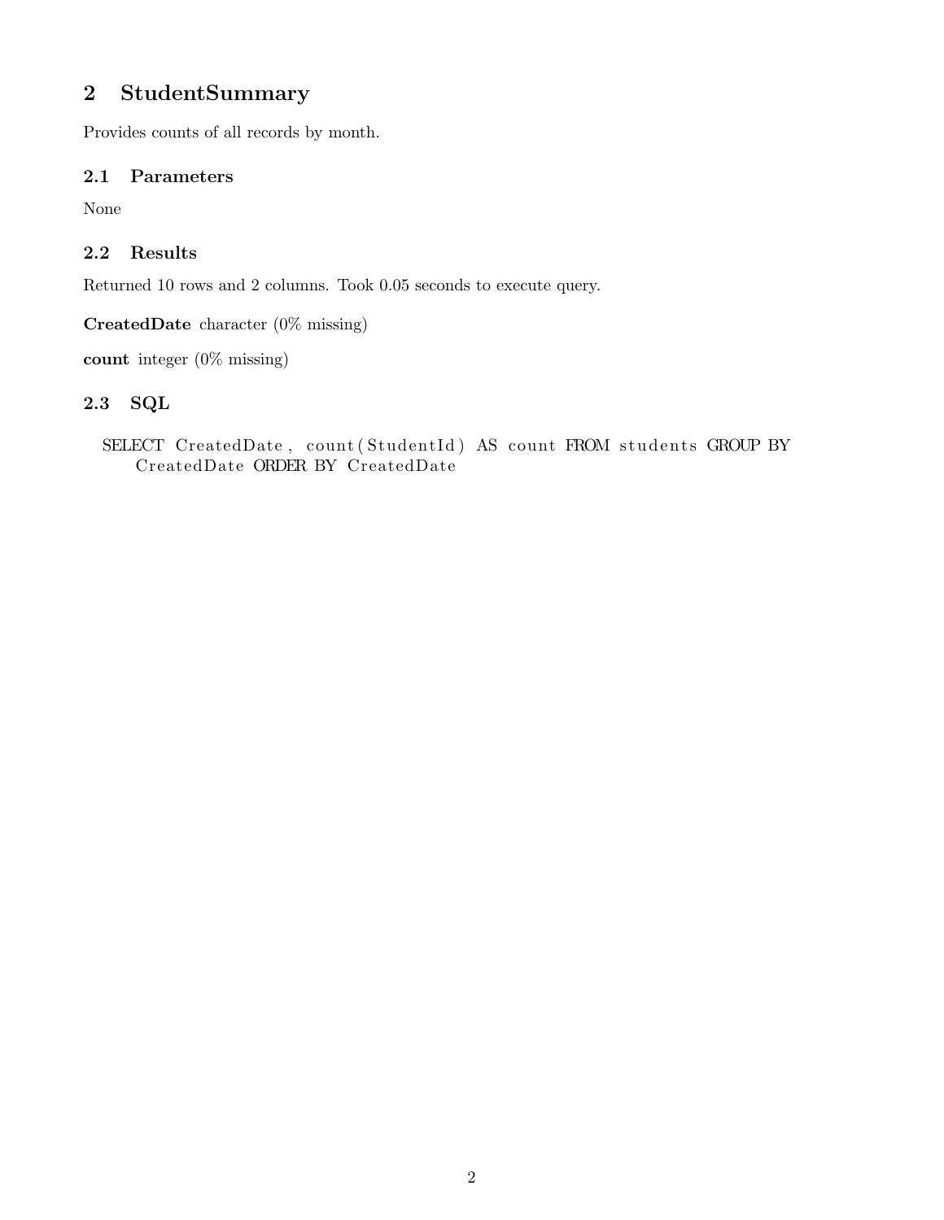## 2 StudentSummary

Provides counts of all records by month.

### 2.1 Parameters

None

### 2.2 Results

Returned 10 rows and 2 columns. Took 0.05 seconds to execute query.

**CreatedDate** character (0% missing)

**count** integer (0% missing)

### 2.3 SQL

```
SELECT CreatedDate, count(StudentId) AS count FROM students GROUP BY
    CreatedDate ORDER BY CreatedDate
```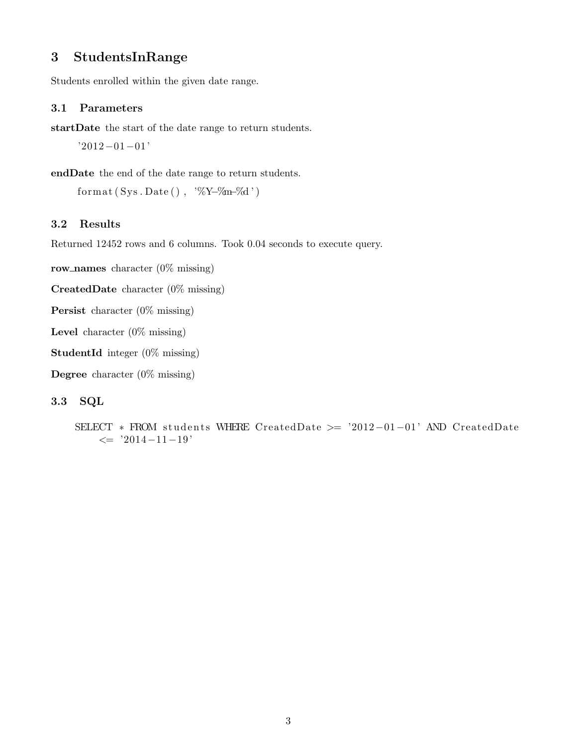# 3 StudentsInRange

Students enrolled within the given date range.

## 3.1 Parameters

**startDate** the start of the date range to return students.

```
'2012-01-01'
```

**endDate** the end of the date range to return students.

```
format(Sys.Date(), '%Y-%m-%d')
```

## 3.2 Results

Returned 12452 rows and 6 columns. Took 0.04 seconds to execute query.

**row_names** character (0% missing)

**CreatedDate** character (0% missing)

**Persist** character (0% missing)

**Level** character (0% missing)

**StudentId** integer (0% missing)

**Degree** character (0% missing)

## 3.3 SQL

```
SELECT * FROM students WHERE CreatedDate >= '2012-01-01' AND CreatedDate
    <= '2014-11-19'
```